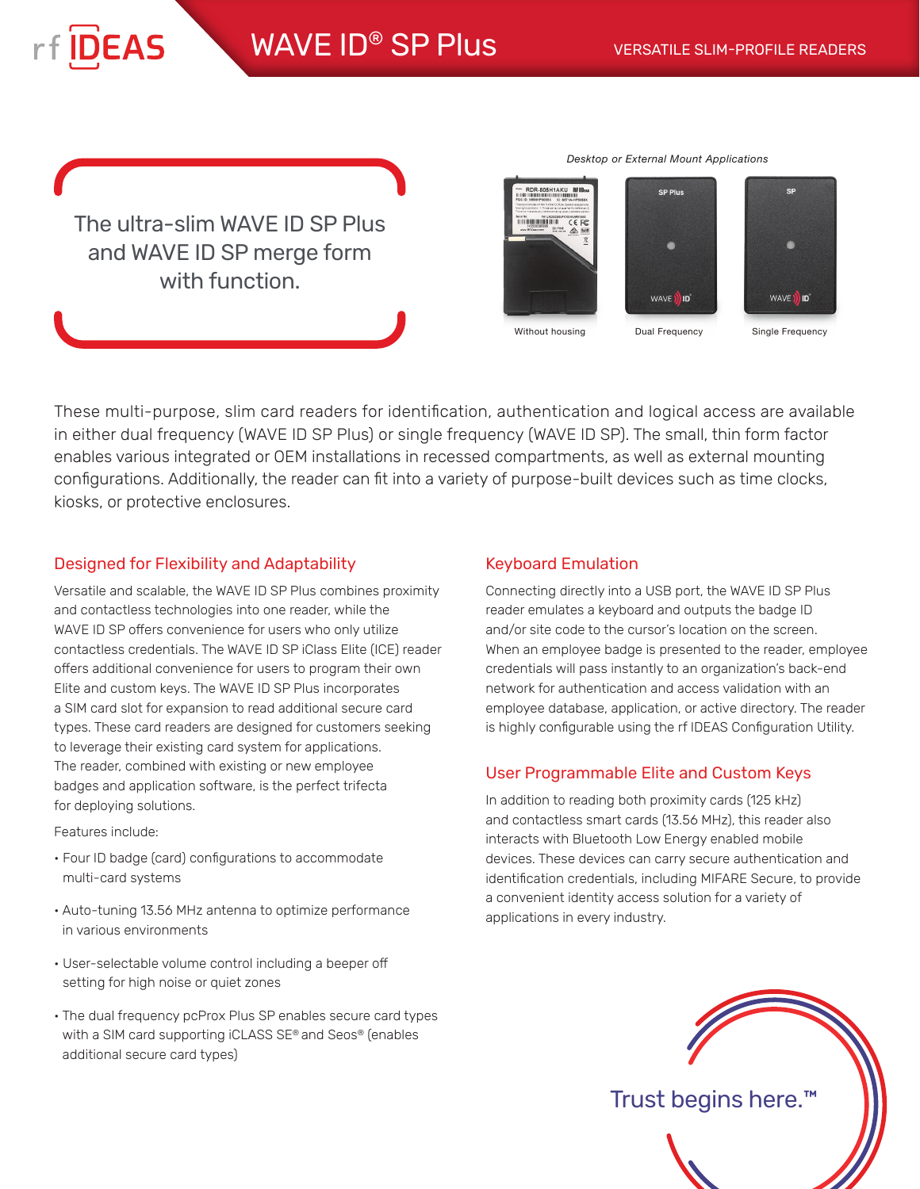# WAVE ID® SP Plus

VERSATILE SLIM-PROFILE READERS

The ultra-slim WAVE ID SP Plus and WAVE ID SP merge form with function.

*Desktop or External Mount Applications*

Without housing | Dual Frequency | Single Frequency

These multi-purpose, slim card readers for identification, authentication and logical access are available in either dual frequency (WAVE ID SP Plus) or single frequency (WAVE ID SP). The small, thin form factor enables various integrated or OEM installations in recessed compartments, as well as external mounting configurations. Additionally, the reader can fit into a variety of purpose-built devices such as time clocks, kiosks, or protective enclosures.

## Designed for Flexibility and Adaptability

Versatile and scalable, the WAVE ID SP Plus combines proximity and contactless technologies into one reader, while the WAVE ID SP offers convenience for users who only utilize contactless credentials. The WAVE ID SP iClass Elite (ICE) reader offers additional convenience for users to program their own Elite and custom keys. The WAVE ID SP Plus incorporates a SIM card slot for expansion to read additional secure card types. These card readers are designed for customers seeking to leverage their existing card system for applications. The reader, combined with existing or new employee badges and application software, is the perfect trifecta for deploying solutions.

Features include:

- Four ID badge (card) configurations to accommodate multi-card systems
- Auto-tuning 13.56 MHz antenna to optimize performance in various environments
- User-selectable volume control including a beeper off setting for high noise or quiet zones
- The dual frequency pcProx Plus SP enables secure card types with a SIM card supporting iCLASS SE® and Seos® (enables additional secure card types)

## Keyboard Emulation

Connecting directly into a USB port, the WAVE ID SP Plus reader emulates a keyboard and outputs the badge ID and/or site code to the cursor's location on the screen. When an employee badge is presented to the reader, employee credentials will pass instantly to an organization's back-end network for authentication and access validation with an employee database, application, or active directory. The reader is highly configurable using the rf IDEAS Configuration Utility.

## User Programmable Elite and Custom Keys

In addition to reading both proximity cards (125 kHz) and contactless smart cards (13.56 MHz), this reader also interacts with Bluetooth Low Energy enabled mobile devices. These devices can carry secure authentication and identification credentials, including MIFARE Secure, to provide a convenient identity access solution for a variety of applications in every industry.

Trust begins here.™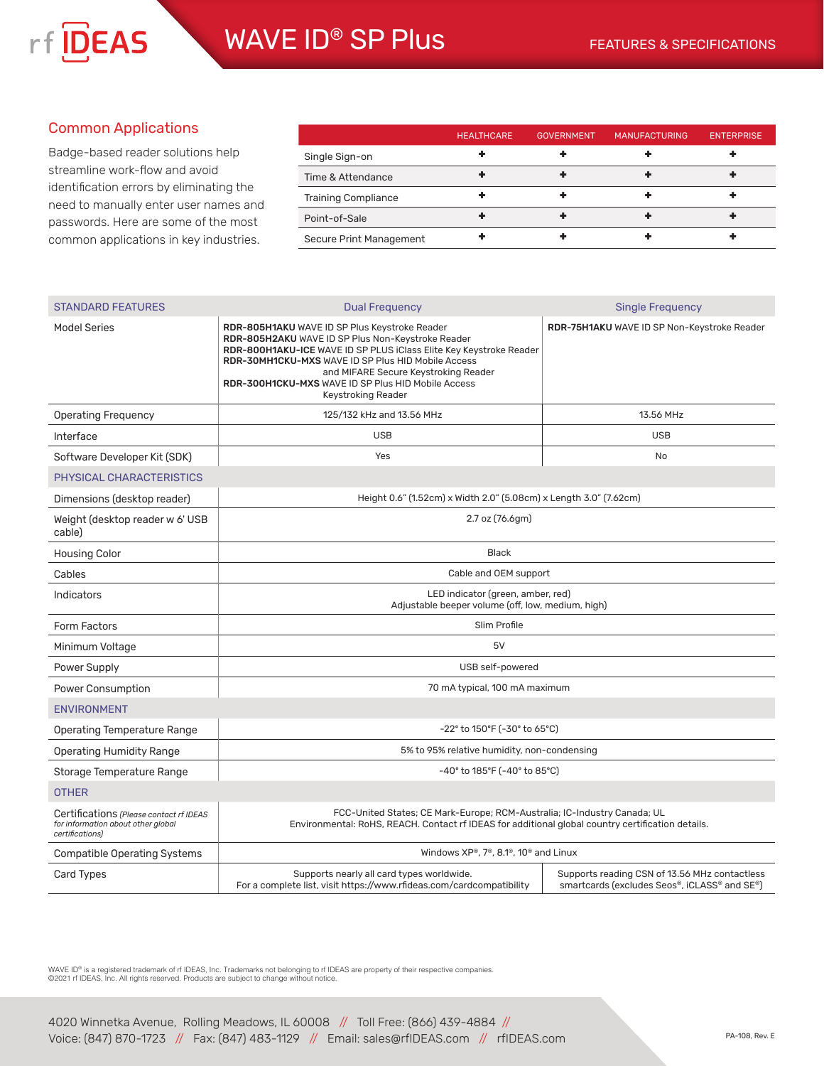# WAVE ID® SP Plus

FEATURES & SPECIFICATIONS

## Common Applications

Badge-based reader solutions help streamline work-flow and avoid identification errors by eliminating the need to manually enter user names and passwords. Here are some of the most common applications in key industries.

| | HEALTHCARE | GOVERNMENT | MANUFACTURING | ENTERPRISE |
|---|---|---|---|---|
| Single Sign-on | + | + | + | + |
| Time & Attendance | + | + | + | + |
| Training Compliance | + | + | + | + |
| Point-of-Sale | + | + | + | + |
| Secure Print Management | + | + | + | + |

| STANDARD FEATURES | Dual Frequency | Single Frequency |
|---|---|---|
| Model Series | **RDR-805H1AKU** WAVE ID SP Plus Keystroke Reader<br>**RDR-805H2AKU** WAVE ID SP Plus Non-Keystroke Reader<br>**RDR-800H1AKU-ICE** WAVE ID SP PLUS iClass Elite Key Keystroke Reader<br>**RDR-30MH1CKU-MXS** WAVE ID SP Plus HID Mobile Access and MIFARE Secure Keystroking Reader<br>**RDR-300H1CKU-MXS** WAVE ID SP Plus HID Mobile Access Keystroking Reader | **RDR-75H1AKU** WAVE ID SP Non-Keystroke Reader |
| Operating Frequency | 125/132 kHz and 13.56 MHz | 13.56 MHz |
| Interface | USB | USB |
| Software Developer Kit (SDK) | Yes | No |
| **PHYSICAL CHARACTERISTICS** | | |
| Dimensions (desktop reader) | Height 0.6" (1.52cm) x Width 2.0" (5.08cm) x Length 3.0" (7.62cm) | |
| Weight (desktop reader w 6' USB cable) | 2.7 oz (76.6gm) | |
| Housing Color | Black | |
| Cables | Cable and OEM support | |
| Indicators | LED indicator (green, amber, red)<br>Adjustable beeper volume (off, low, medium, high) | |
| Form Factors | Slim Profile | |
| Minimum Voltage | 5V | |
| Power Supply | USB self-powered | |
| Power Consumption | 70 mA typical, 100 mA maximum | |
| **ENVIRONMENT** | | |
| Operating Temperature Range | -22° to 150°F (-30° to 65°C) | |
| Operating Humidity Range | 5% to 95% relative humidity, non-condensing | |
| Storage Temperature Range | -40° to 185°F (-40° to 85°C) | |
| **OTHER** | | |
| Certifications *(Please contact rf IDEAS for information about other global certifications)* | FCC-United States; CE Mark-Europe; RCM-Australia; IC-Industry Canada; UL<br>Environmental: RoHS, REACH. Contact rf IDEAS for additional global country certification details. | |
| Compatible Operating Systems | Windows XP®, 7®, 8.1®, 10® and Linux | |
| Card Types | Supports nearly all card types worldwide.<br>For a complete list, visit https://www.rfideas.com/cardcompatibility | Supports reading CSN of 13.56 MHz contactless smartcards (excludes Seos®, iCLASS® and SE®) |

WAVE ID® is a registered trademark of rf IDEAS, Inc. Trademarks not belonging to rf IDEAS are property of their respective companies.
©2021 rf IDEAS, Inc. All rights reserved. Products are subject to change without notice.

4020 Winnetka Avenue, Rolling Meadows, IL 60008 // Toll Free: (866) 439-4884 //
Voice: (847) 870-1723 // Fax: (847) 483-1129 // Email: sales@rfIDEAS.com // rfIDEAS.com

PA-108, Rev. E